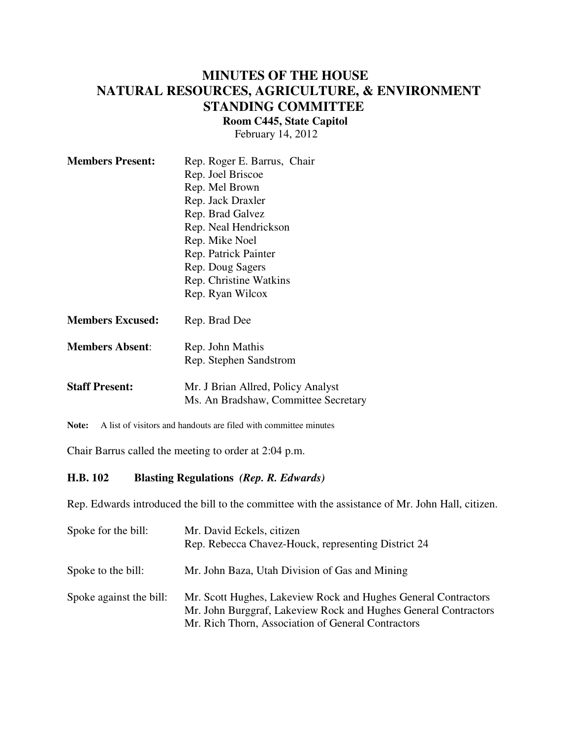# MINUTES OF THE HOUSE NATURAL RESOURCES, AGRICULTURE, & ENVIRONMENT STANDING COMMITTEE

**Room C445, State Capitol**

February 14, 2012

**Members Present:**
Rep. Roger E. Barrus, Chair
Rep. Joel Briscoe
Rep. Mel Brown
Rep. Jack Draxler
Rep. Brad Galvez
Rep. Neal Hendrickson
Rep. Mike Noel
Rep. Patrick Painter
Rep. Doug Sagers
Rep. Christine Watkins
Rep. Ryan Wilcox

**Members Excused:** Rep. Brad Dee

**Members Absent:**
Rep. John Mathis
Rep. Stephen Sandstrom

**Staff Present:**
Mr. J Brian Allred, Policy Analyst
Ms. An Bradshaw, Committee Secretary

**Note:** A list of visitors and handouts are filed with committee minutes

Chair Barrus called the meeting to order at 2:04 p.m.

## H.B. 102 Blasting Regulations *(Rep. R. Edwards)*

Rep. Edwards introduced the bill to the committee with the assistance of Mr. John Hall, citizen.

Spoke for the bill:
Mr. David Eckels, citizen
Rep. Rebecca Chavez-Houck, representing District 24

Spoke to the bill:
Mr. John Baza, Utah Division of Gas and Mining

Spoke against the bill:
Mr. Scott Hughes, Lakeview Rock and Hughes General Contractors
Mr. John Burggraf, Lakeview Rock and Hughes General Contractors
Mr. Rich Thorn, Association of General Contractors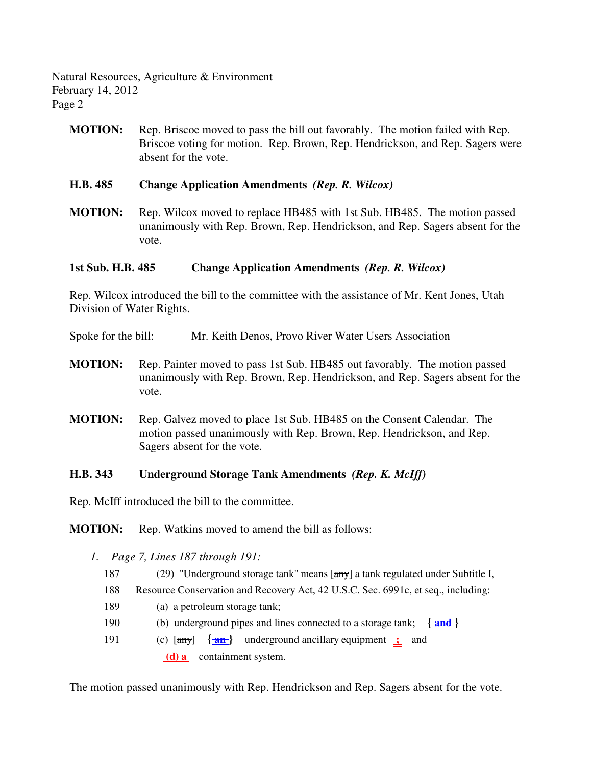**MOTION:** Rep. Briscoe moved to pass the bill out favorably. The motion failed with Rep. Briscoe voting for motion. Rep. Brown, Rep. Hendrickson, and Rep. Sagers were absent for the vote.

**H.B. 485 Change Application Amendments** ***(Rep. R. Wilcox)***

**MOTION:** Rep. Wilcox moved to replace HB485 with 1st Sub. HB485. The motion passed unanimously with Rep. Brown, Rep. Hendrickson, and Rep. Sagers absent for the vote.

**1st Sub. H.B. 485 Change Application Amendments** ***(Rep. R. Wilcox)***

Rep. Wilcox introduced the bill to the committee with the assistance of Mr. Kent Jones, Utah Division of Water Rights.

Spoke for the bill: Mr. Keith Denos, Provo River Water Users Association

**MOTION:** Rep. Painter moved to pass 1st Sub. HB485 out favorably. The motion passed unanimously with Rep. Brown, Rep. Hendrickson, and Rep. Sagers absent for the vote.

**MOTION:** Rep. Galvez moved to place 1st Sub. HB485 on the Consent Calendar. The motion passed unanimously with Rep. Brown, Rep. Hendrickson, and Rep. Sagers absent for the vote.

**H.B. 343 Underground Storage Tank Amendments** ***(Rep. K. McIff)***

Rep. McIff introduced the bill to the committee.

**MOTION:** Rep. Watkins moved to amend the bill as follows:

1. *Page 7, Lines 187 through 191:*

187 (29) "Underground storage tank" means [~~any~~] a tank regulated under Subtitle I,

188 Resource Conservation and Recovery Act, 42 U.S.C. Sec. 6991c, et seq., including:

189 (a) a petroleum storage tank;

190 (b) underground pipes and lines connected to a storage tank; **{~~and~~}**

191 (c) [~~any~~] **{~~an~~}** underground ancillary equipment **;** and

**(d) a** containment system.

The motion passed unanimously with Rep. Hendrickson and Rep. Sagers absent for the vote.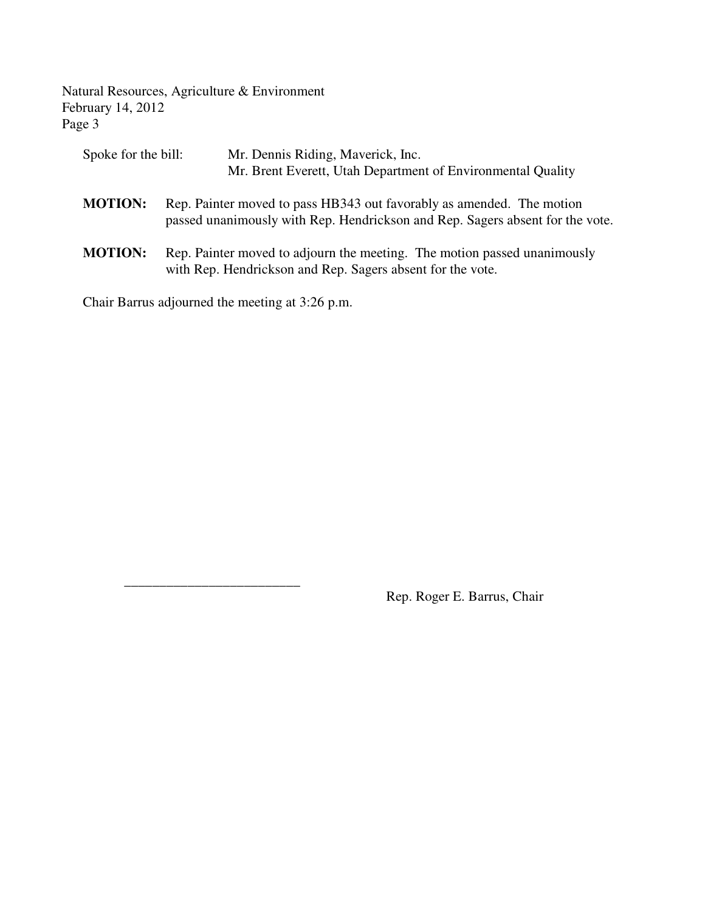Spoke for the bill: Mr. Dennis Riding, Maverick, Inc.
Mr. Brent Everett, Utah Department of Environmental Quality

**MOTION:** Rep. Painter moved to pass HB343 out favorably as amended. The motion passed unanimously with Rep. Hendrickson and Rep. Sagers absent for the vote.

**MOTION:** Rep. Painter moved to adjourn the meeting. The motion passed unanimously with Rep. Hendrickson and Rep. Sagers absent for the vote.

Chair Barrus adjourned the meeting at 3:26 p.m.

_________________________

Rep. Roger E. Barrus, Chair